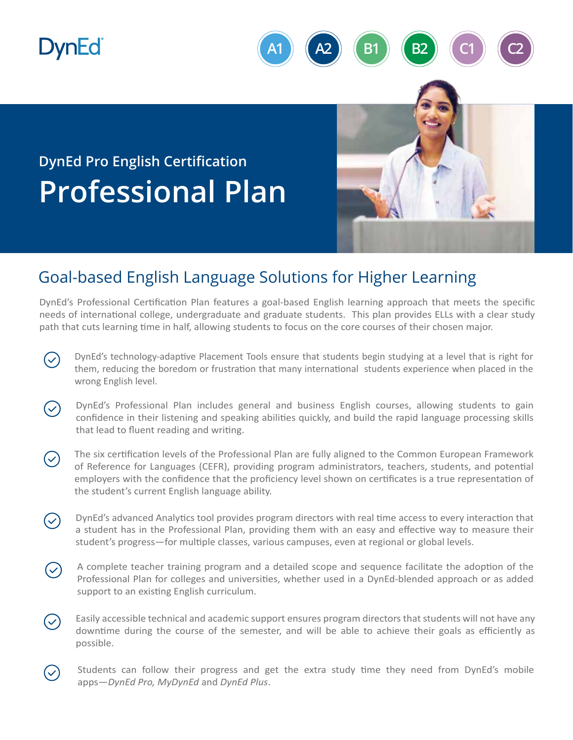DynEd

A1 A2 B1 B2 C1 C2

## DynEd Pro English Certification

# Professional Plan

## Goal-based English Language Solutions for Higher Learning

DynEd's Professional Certification Plan features a goal-based English learning approach that meets the specific needs of international college, undergraduate and graduate students. This plan provides ELLs with a clear study path that cuts learning time in half, allowing students to focus on the core courses of their chosen major.

- DynEd's technology-adaptive Placement Tools ensure that students begin studying at a level that is right for them, reducing the boredom or frustration that many international students experience when placed in the wrong English level.
- DynEd's Professional Plan includes general and business English courses, allowing students to gain confidence in their listening and speaking abilities quickly, and build the rapid language processing skills that lead to fluent reading and writing.
- The six certification levels of the Professional Plan are fully aligned to the Common European Framework of Reference for Languages (CEFR), providing program administrators, teachers, students, and potential employers with the confidence that the proficiency level shown on certificates is a true representation of the student's current English language ability.
- DynEd's advanced Analytics tool provides program directors with real time access to every interaction that a student has in the Professional Plan, providing them with an easy and effective way to measure their student's progress—for multiple classes, various campuses, even at regional or global levels.
- A complete teacher training program and a detailed scope and sequence facilitate the adoption of the Professional Plan for colleges and universities, whether used in a DynEd-blended approach or as added support to an existing English curriculum.
- Easily accessible technical and academic support ensures program directors that students will not have any downtime during the course of the semester, and will be able to achieve their goals as efficiently as possible.
- Students can follow their progress and get the extra study time they need from DynEd's mobile apps—*DynEd Pro, MyDynEd* and *DynEd Plus*.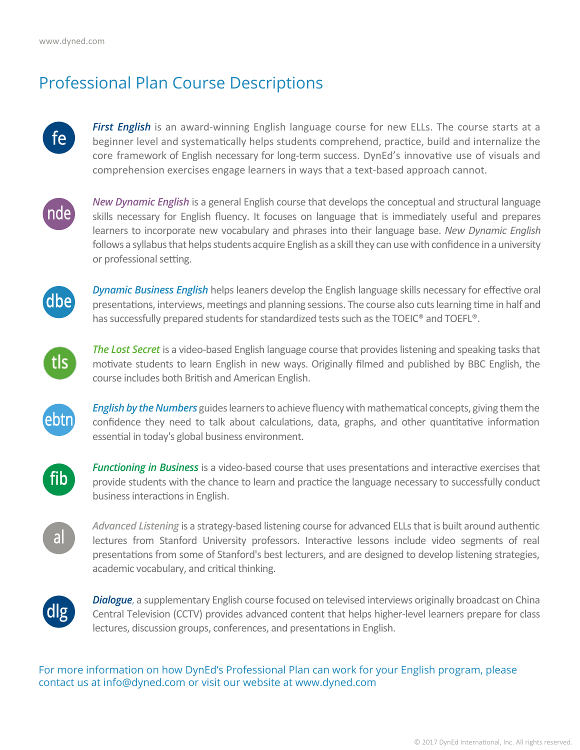## Professional Plan Course Descriptions

fe

***First English*** is an award-winning English language course for new ELLs. The course starts at a beginner level and systematically helps students comprehend, practice, build and internalize the core framework of English necessary for long-term success. DynEd's innovative use of visuals and comprehension exercises engage learners in ways that a text-based approach cannot.

nde

*New Dynamic English* is a general English course that develops the conceptual and structural language skills necessary for English fluency. It focuses on language that is immediately useful and prepares learners to incorporate new vocabulary and phrases into their language base. *New Dynamic English* follows a syllabus that helps students acquire English as a skill they can use with confidence in a university or professional setting.

dbe

*Dynamic Business English* helps leaners develop the English language skills necessary for effective oral presentations, interviews, meetings and planning sessions. The course also cuts learning time in half and has successfully prepared students for standardized tests such as the TOEIC® and TOEFL®.

tls

*The Lost Secret* is a video-based English language course that provides listening and speaking tasks that motivate students to learn English in new ways. Originally filmed and published by BBC English, the course includes both British and American English.

ebtn

*English by the Numbers* guides learners to achieve fluency with mathematical concepts, giving them the confidence they need to talk about calculations, data, graphs, and other quantitative information essential in today's global business environment.

fib

*Functioning in Business* is a video-based course that uses presentations and interactive exercises that provide students with the chance to learn and practice the language necessary to successfully conduct business interactions in English.

al

*Advanced Listening* is a strategy-based listening course for advanced ELLs that is built around authentic lectures from Stanford University professors. Interactive lessons include video segments of real presentations from some of Stanford's best lecturers, and are designed to develop listening strategies, academic vocabulary, and critical thinking.

dlg

***Dialogue***, a supplementary English course focused on televised interviews originally broadcast on China Central Television (CCTV) provides advanced content that helps higher-level learners prepare for class lectures, discussion groups, conferences, and presentations in English.

For more information on how DynEd's Professional Plan can work for your English program, please contact us at info@dyned.com or visit our website at www.dyned.com

© 2017 DynEd International, Inc. All rights reserved.